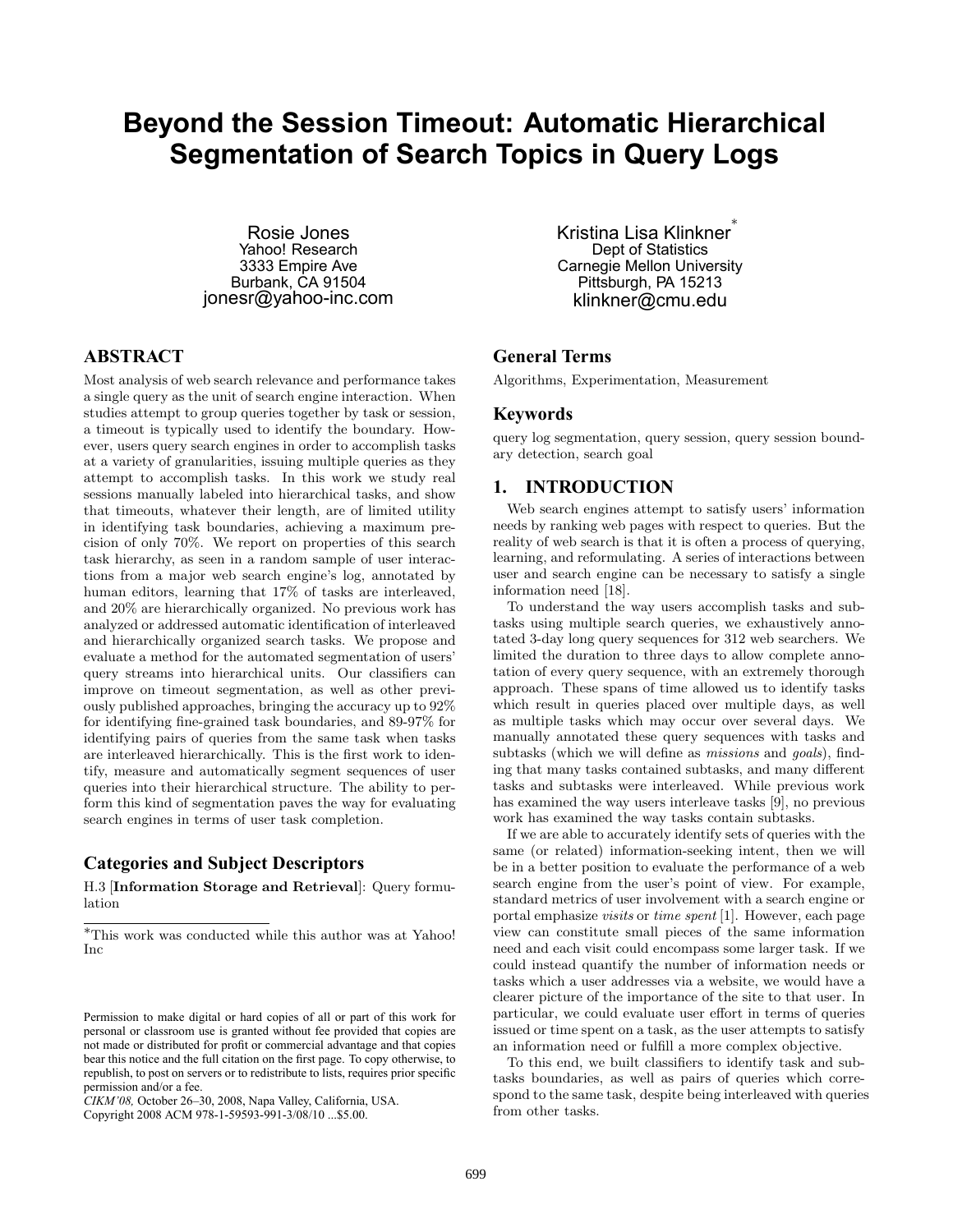# Beyond the Session Timeout: Automatic Hierarchical Segmentation of Search Topics in Query Logs

Rosie Jones
Yahoo! Research
3333 Empire Ave
Burbank, CA 91504
jonesr@yahoo-inc.com

Kristina Lisa Klinkner[*]
Dept of Statistics
Carnegie Mellon University
Pittsburgh, PA 15213
klinkner@cmu.edu

## ABSTRACT

Most analysis of web search relevance and performance takes a single query as the unit of search engine interaction. When studies attempt to group queries together by task or session, a timeout is typically used to identify the boundary. However, users query search engines in order to accomplish tasks at a variety of granularities, issuing multiple queries as they attempt to accomplish tasks. In this work we study real sessions manually labeled into hierarchical tasks, and show that timeouts, whatever their length, are of limited utility in identifying task boundaries, achieving a maximum precision of only 70%. We report on properties of this search task hierarchy, as seen in a random sample of user interactions from a major web search engine's log, annotated by human editors, learning that 17% of tasks are interleaved, and 20% are hierarchically organized. No previous work has analyzed or addressed automatic identification of interleaved and hierarchically organized search tasks. We propose and evaluate a method for the automated segmentation of users' query streams into hierarchical units. Our classifiers can improve on timeout segmentation, as well as other previously published approaches, bringing the accuracy up to 92% for identifying fine-grained task boundaries, and 89-97% for identifying pairs of queries from the same task when tasks are interleaved hierarchically. This is the first work to identify, measure and automatically segment sequences of user queries into their hierarchical structure. The ability to perform this kind of segmentation paves the way for evaluating search engines in terms of user task completion.

### Categories and Subject Descriptors

H.3 [**Information Storage and Retrieval**]: Query formulation

[*]This work was conducted while this author was at Yahoo! Inc

Permission to make digital or hard copies of all or part of this work for personal or classroom use is granted without fee provided that copies are not made or distributed for profit or commercial advantage and that copies bear this notice and the full citation on the first page. To copy otherwise, to republish, to post on servers or to redistribute to lists, requires prior specific permission and/or a fee.
*CIKM'08,* October 26–30, 2008, Napa Valley, California, USA.
Copyright 2008 ACM 978-1-59593-991-3/08/10 ...$5.00.

### General Terms

Algorithms, Experimentation, Measurement

### Keywords

query log segmentation, query session, query session boundary detection, search goal

## 1. INTRODUCTION

Web search engines attempt to satisfy users' information needs by ranking web pages with respect to queries. But the reality of web search is that it is often a process of querying, learning, and reformulating. A series of interactions between user and search engine can be necessary to satisfy a single information need [18].

To understand the way users accomplish tasks and subtasks using multiple search queries, we exhaustively annotated 3-day long query sequences for 312 web searchers. We limited the duration to three days to allow complete annotation of every query sequence, with an extremely thorough approach. These spans of time allowed us to identify tasks which result in queries placed over multiple days, as well as multiple tasks which may occur over several days. We manually annotated these query sequences with tasks and subtasks (which we will define as *missions* and *goals*), finding that many tasks contained subtasks, and many different tasks and subtasks were interleaved. While previous work has examined the way users interleave tasks [9], no previous work has examined the way tasks contain subtasks.

If we are able to accurately identify sets of queries with the same (or related) information-seeking intent, then we will be in a better position to evaluate the performance of a web search engine from the user's point of view. For example, standard metrics of user involvement with a search engine or portal emphasize *visits* or *time spent* [1]. However, each page view can constitute small pieces of the same information need and each visit could encompass some larger task. If we could instead quantify the number of information needs or tasks which a user addresses via a website, we would have a clearer picture of the importance of the site to that user. In particular, we could evaluate user effort in terms of queries issued or time spent on a task, as the user attempts to satisfy an information need or fulfill a more complex objective.

To this end, we built classifiers to identify task and subtasks boundaries, as well as pairs of queries which correspond to the same task, despite being interleaved with queries from other tasks.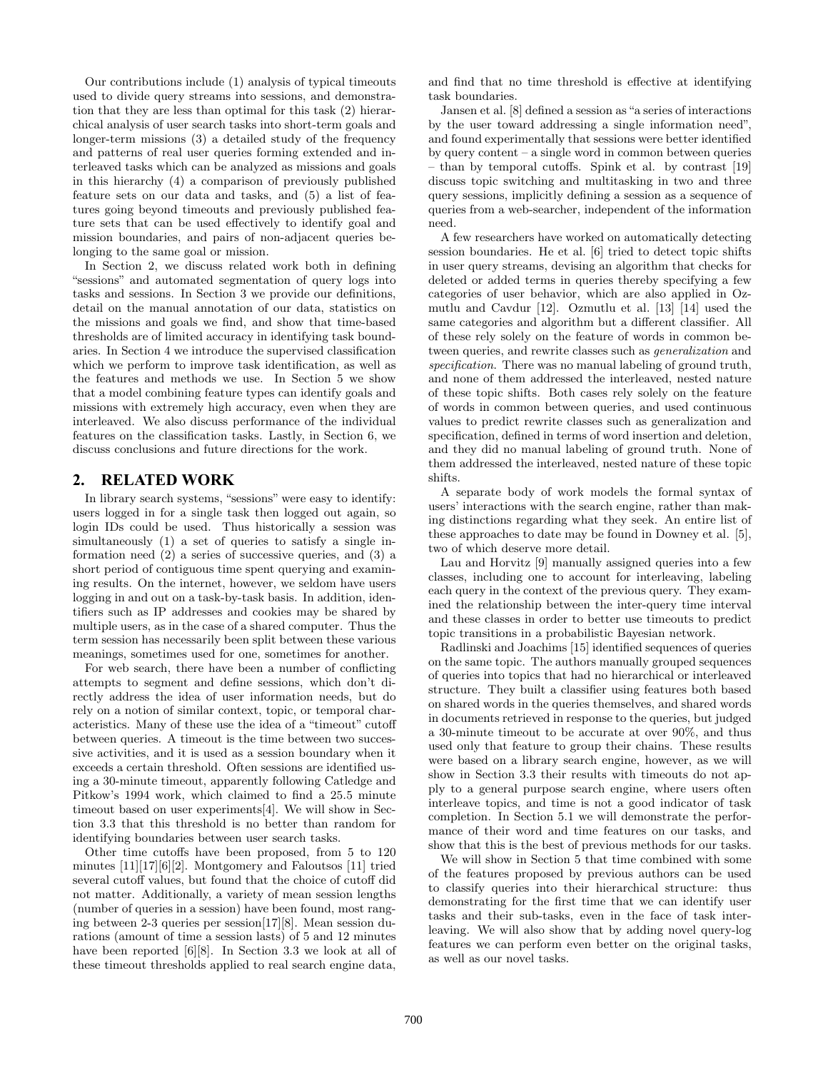Our contributions include (1) analysis of typical timeouts used to divide query streams into sessions, and demonstration that they are less than optimal for this task (2) hierarchical analysis of user search tasks into short-term goals and longer-term missions (3) a detailed study of the frequency and patterns of real user queries forming extended and interleaved tasks which can be analyzed as missions and goals in this hierarchy (4) a comparison of previously published feature sets on our data and tasks, and (5) a list of features going beyond timeouts and previously published feature sets that can be used effectively to identify goal and mission boundaries, and pairs of non-adjacent queries belonging to the same goal or mission.

In Section 2, we discuss related work both in defining "sessions" and automated segmentation of query logs into tasks and sessions. In Section 3 we provide our definitions, detail on the manual annotation of our data, statistics on the missions and goals we find, and show that time-based thresholds are of limited accuracy in identifying task boundaries. In Section 4 we introduce the supervised classification which we perform to improve task identification, as well as the features and methods we use. In Section 5 we show that a model combining feature types can identify goals and missions with extremely high accuracy, even when they are interleaved. We also discuss performance of the individual features on the classification tasks. Lastly, in Section 6, we discuss conclusions and future directions for the work.

## 2. RELATED WORK

In library search systems, "sessions" were easy to identify: users logged in for a single task then logged out again, so login IDs could be used. Thus historically a session was simultaneously (1) a set of queries to satisfy a single information need (2) a series of successive queries, and (3) a short period of contiguous time spent querying and examining results. On the internet, however, we seldom have users logging in and out on a task-by-task basis. In addition, identifiers such as IP addresses and cookies may be shared by multiple users, as in the case of a shared computer. Thus the term session has necessarily been split between these various meanings, sometimes used for one, sometimes for another.

For web search, there have been a number of conflicting attempts to segment and define sessions, which don't directly address the idea of user information needs, but do rely on a notion of similar context, topic, or temporal characteristics. Many of these use the idea of a "timeout" cutoff between queries. A timeout is the time between two successive activities, and it is used as a session boundary when it exceeds a certain threshold. Often sessions are identified using a 30-minute timeout, apparently following Catledge and Pitkow's 1994 work, which claimed to find a 25.5 minute timeout based on user experiments[4]. We will show in Section 3.3 that this threshold is no better than random for identifying boundaries between user search tasks.

Other time cutoffs have been proposed, from 5 to 120 minutes [11][17][6][2]. Montgomery and Faloutsos [11] tried several cutoff values, but found that the choice of cutoff did not matter. Additionally, a variety of mean session lengths (number of queries in a session) have been found, most ranging between 2-3 queries per session[17][8]. Mean session durations (amount of time a session lasts) of 5 and 12 minutes have been reported [6][8]. In Section 3.3 we look at all of these timeout thresholds applied to real search engine data, and find that no time threshold is effective at identifying task boundaries.

Jansen et al. [8] defined a session as "a series of interactions by the user toward addressing a single information need", and found experimentally that sessions were better identified by query content – a single word in common between queries – than by temporal cutoffs. Spink et al. by contrast [19] discuss topic switching and multitasking in two and three query sessions, implicitly defining a session as a sequence of queries from a web-searcher, independent of the information need.

A few researchers have worked on automatically detecting session boundaries. He et al. [6] tried to detect topic shifts in user query streams, devising an algorithm that checks for deleted or added terms in queries thereby specifying a few categories of user behavior, which are also applied in Ozmutlu and Cavdur [12]. Ozmutlu et al. [13] [14] used the same categories and algorithm but a different classifier. All of these rely solely on the feature of words in common between queries, and rewrite classes such as *generalization* and *specification*. There was no manual labeling of ground truth, and none of them addressed the interleaved, nested nature of these topic shifts. Both cases rely solely on the feature of words in common between queries, and used continuous values to predict rewrite classes such as generalization and specification, defined in terms of word insertion and deletion, and they did no manual labeling of ground truth. None of them addressed the interleaved, nested nature of these topic shifts.

A separate body of work models the formal syntax of users' interactions with the search engine, rather than making distinctions regarding what they seek. An entire list of these approaches to date may be found in Downey et al. [5], two of which deserve more detail.

Lau and Horvitz [9] manually assigned queries into a few classes, including one to account for interleaving, labeling each query in the context of the previous query. They examined the relationship between the inter-query time interval and these classes in order to better use timeouts to predict topic transitions in a probabilistic Bayesian network.

Radlinski and Joachims [15] identified sequences of queries on the same topic. The authors manually grouped sequences of queries into topics that had no hierarchical or interleaved structure. They built a classifier using features both based on shared words in the queries themselves, and shared words in documents retrieved in response to the queries, but judged a 30-minute timeout to be accurate at over 90%, and thus used only that feature to group their chains. These results were based on a library search engine, however, as we will show in Section 3.3 their results with timeouts do not apply to a general purpose search engine, where users often interleave topics, and time is not a good indicator of task completion. In Section 5.1 we will demonstrate the performance of their word and time features on our tasks, and show that this is the best of previous methods for our tasks.

We will show in Section 5 that time combined with some of the features proposed by previous authors can be used to classify queries into their hierarchical structure: thus demonstrating for the first time that we can identify user tasks and their sub-tasks, even in the face of task interleaving. We will also show that by adding novel query-log features we can perform even better on the original tasks, as well as our novel tasks.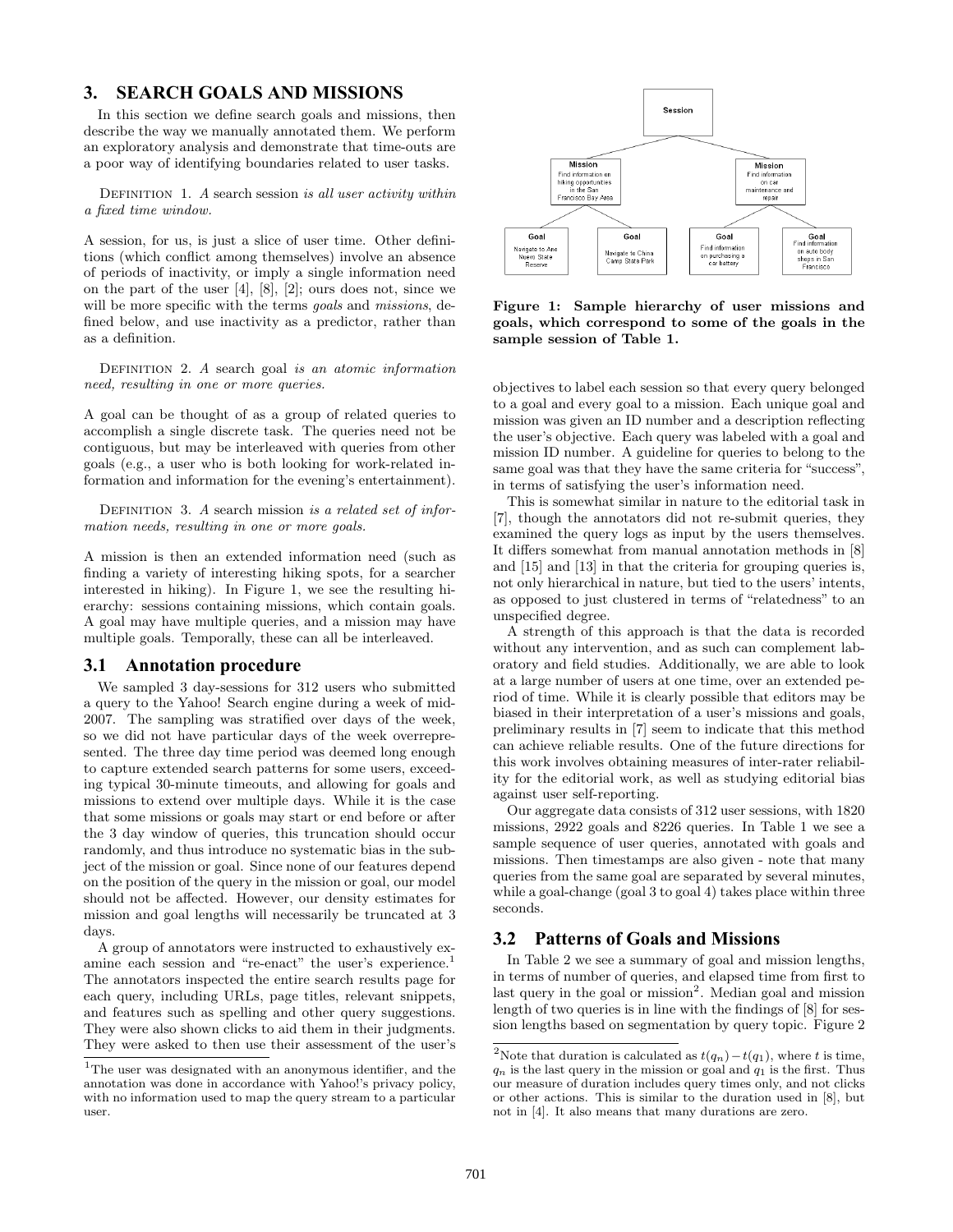## 3. SEARCH GOALS AND MISSIONS

In this section we define search goals and missions, then describe the way we manually annotated them. We perform an exploratory analysis and demonstrate that time-outs are a poor way of identifying boundaries related to user tasks.

Definition 1. *A search session is all user activity within a fixed time window.*

A session, for us, is just a slice of user time. Other definitions (which conflict among themselves) involve an absence of periods of inactivity, or imply a single information need on the part of the user [4], [8], [2]; ours does not, since we will be more specific with the terms *goals* and *missions*, defined below, and use inactivity as a predictor, rather than as a definition.

Definition 2. *A search goal is an atomic information need, resulting in one or more queries.*

A goal can be thought of as a group of related queries to accomplish a single discrete task. The queries need not be contiguous, but may be interleaved with queries from other goals (e.g., a user who is both looking for work-related information and information for the evening's entertainment).

Definition 3. *A search mission is a related set of information needs, resulting in one or more goals.*

A mission is then an extended information need (such as finding a variety of interesting hiking spots, for a searcher interested in hiking). In Figure 1, we see the resulting hierarchy: sessions containing missions, which contain goals. A goal may have multiple queries, and a mission may have multiple goals. Temporally, these can all be interleaved.

**Figure 1: Sample hierarchy of user missions and goals, which correspond to some of the goals in the sample session of Table 1.**

### 3.1 Annotation procedure

We sampled 3 day-sessions for 312 users who submitted a query to the Yahoo! Search engine during a week of mid-2007. The sampling was stratified over days of the week, so we did not have particular days of the week overrepresented. The three day time period was deemed long enough to capture extended search patterns for some users, exceeding typical 30-minute timeouts, and allowing for goals and missions to extend over multiple days. While it is the case that some missions or goals may start or end before or after the 3 day window of queries, this truncation should occur randomly, and thus introduce no systematic bias in the subject of the mission or goal. Since none of our features depend on the position of the query in the mission or goal, our model should not be affected. However, our density estimates for mission and goal lengths will necessarily be truncated at 3 days.

A group of annotators were instructed to exhaustively examine each session and "re-enact" the user's experience.[1] The annotators inspected the entire search results page for each query, including URLs, page titles, relevant snippets, and features such as spelling and other query suggestions. They were also shown clicks to aid them in their judgments. They were asked to then use their assessment of the user's objectives to label each session so that every query belonged to a goal and every goal to a mission. Each unique goal and mission was given an ID number and a description reflecting the user's objective. Each query was labeled with a goal and mission ID number. A guideline for queries to belong to the same goal was that they have the same criteria for "success", in terms of satisfying the user's information need.

This is somewhat similar in nature to the editorial task in [7], though the annotators did not re-submit queries, they examined the query logs as input by the users themselves. It differs somewhat from manual annotation methods in [8] and [15] and [13] in that the criteria for grouping queries is, not only hierarchical in nature, but tied to the users' intents, as opposed to just clustered in terms of "relatedness" to an unspecified degree.

A strength of this approach is that the data is recorded without any intervention, and as such can complement laboratory and field studies. Additionally, we are able to look at a large number of users at one time, over an extended period of time. While it is clearly possible that editors may be biased in their interpretation of a user's missions and goals, preliminary results in [7] seem to indicate that this method can achieve reliable results. One of the future directions for this work involves obtaining measures of inter-rater reliability for the editorial work, as well as studying editorial bias against user self-reporting.

Our aggregate data consists of 312 user sessions, with 1820 missions, 2922 goals and 8226 queries. In Table 1 we see a sample sequence of user queries, annotated with goals and missions. Then timestamps are also given - note that many queries from the same goal are separated by several minutes, while a goal-change (goal 3 to goal 4) takes place within three seconds.

### 3.2 Patterns of Goals and Missions

In Table 2 we see a summary of goal and mission lengths, in terms of number of queries, and elapsed time from first to last query in the goal or mission[2]. Median goal and mission length of two queries is in line with the findings of [8] for session lengths based on segmentation by query topic. Figure 2

---

[1] The user was designated with an anonymous identifier, and the annotation was done in accordance with Yahoo!'s privacy policy, with no information used to map the query stream to a particular user.

[2] Note that duration is calculated as $t(q_n) - t(q_1)$, where $t$ is time, $q_n$ is the last query in the mission or goal and $q_1$ is the first. Thus our measure of duration includes query times only, and not clicks or other actions. This is similar to the duration used in [8], but not in [4]. It also means that many durations are zero.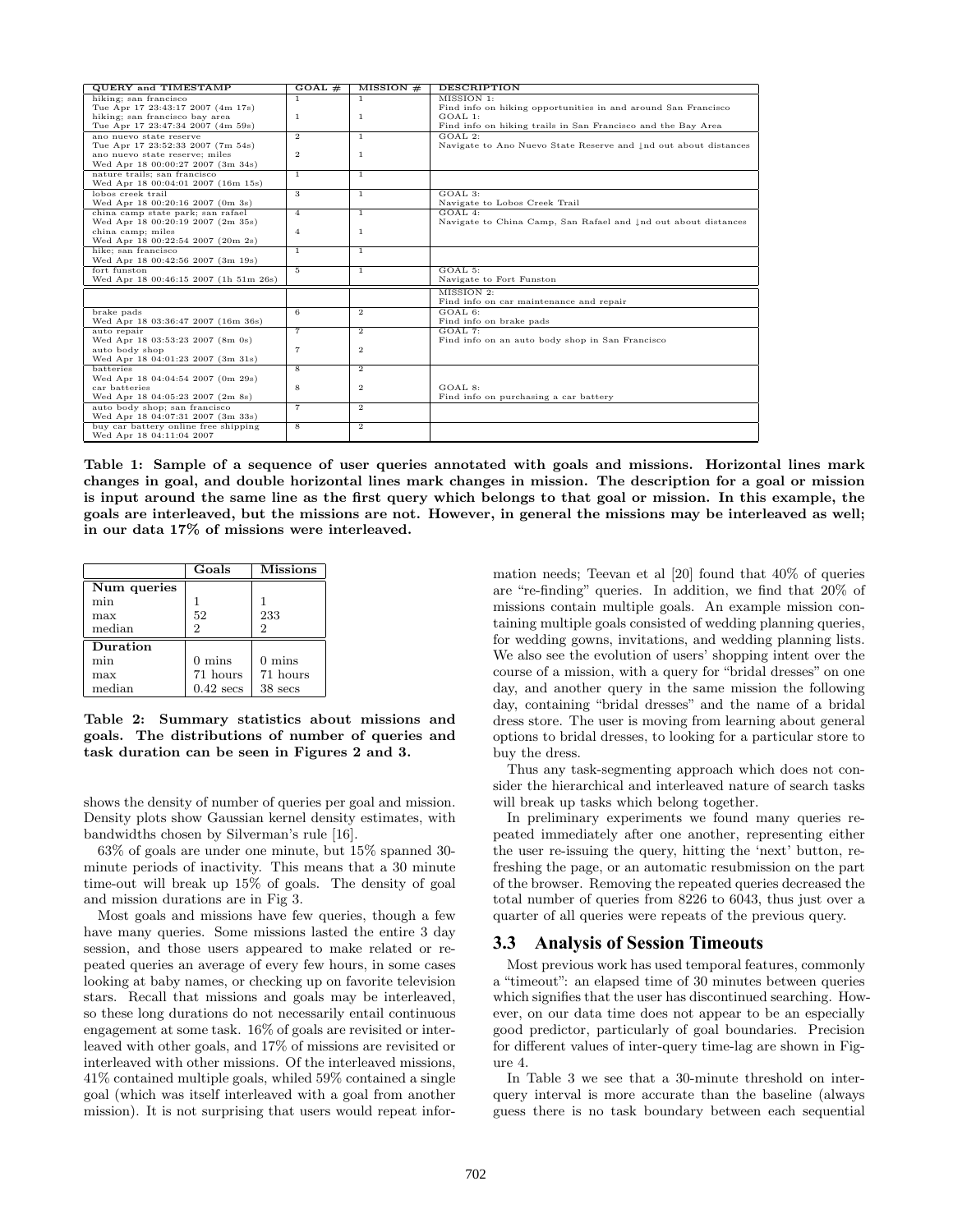| QUERY and TIMESTAMP | GOAL # | MISSION # | DESCRIPTION |
|---|---|---|---|
| hiking; san francisco<br>Tue Apr 17 23:43:17 2007 (4m 17s) | 1 | 1 | MISSION 1:<br>Find info on hiking opportunities in and around San Francisco |
| hiking; san francisco bay area<br>Tue Apr 17 23:47:34 2007 (4m 59s) | 1 | 1 | GOAL 1:<br>Find info on hiking trails in San Francisco and the Bay Area |
| ano nuevo state reserve<br>Tue Apr 17 23:52:33 2007 (7m 54s) | 2 | 1 | GOAL 2:<br>Navigate to Ano Nuevo State Reserve and ↓nd out about distances |
| ano nuevo state reserve; miles<br>Wed Apr 18 00:00:27 2007 (3m 34s) | 2 | 1 | |
| nature trails; san francisco<br>Wed Apr 18 00:04:01 2007 (16m 15s) | 1 | 1 | |
| lobos creek trail<br>Wed Apr 18 00:20:16 2007 (0m 3s) | 3 | 1 | GOAL 3:<br>Navigate to Lobos Creek Trail |
| china camp state park; san rafael<br>Wed Apr 18 00:20:19 2007 (2m 35s) | 4 | 1 | GOAL 4:<br>Navigate to China Camp, San Rafael and ↓nd out about distances |
| china camp; miles<br>Wed Apr 18 00:22:54 2007 (20m 2s) | 4 | 1 | |
| hike; san francisco<br>Wed Apr 18 00:42:56 2007 (3m 19s) | 1 | 1 | |
| fort funston<br>Wed Apr 18 00:46:15 2007 (1h 51m 26s) | 5 | 1 | GOAL 5:<br>Navigate to Fort Funston |
| | | | MISSION 2:<br>Find info on car maintenance and repair |
| brake pads<br>Wed Apr 18 03:36:47 2007 (16m 36s) | 6 | 2 | GOAL 6:<br>Find info on brake pads |
| auto repair<br>Wed Apr 18 03:53:23 2007 (8m 0s) | 7 | 2 | GOAL 7:<br>Find info on an auto body shop in San Francisco |
| auto body shop<br>Wed Apr 18 04:01:23 2007 (3m 31s) | 7 | 2 | |
| batteries<br>Wed Apr 18 04:04:54 2007 (0m 29s) | 8 | 2 | |
| car batteries<br>Wed Apr 18 04:05:23 2007 (2m 8s) | 8 | 2 | GOAL 8:<br>Find info on purchasing a car battery |
| auto body shop; san francisco<br>Wed Apr 18 04:07:31 2007 (3m 33s) | 7 | 2 | |
| buy car battery online free shipping<br>Wed Apr 18 04:11:04 2007 | 8 | 2 | |

**Table 1: Sample of a sequence of user queries annotated with goals and missions. Horizontal lines mark changes in goal, and double horizontal lines mark changes in mission. The description for a goal or mission is input around the same line as the first query which belongs to that goal or mission. In this example, the goals are interleaved, but the missions are not. However, in general the missions may be interleaved as well; in our data 17% of missions were interleaved.**

| | Goals | Missions |
|---|---|---|
| **Num queries** | | |
| min | 1 | 1 |
| max | 52 | 233 |
| median | 2 | 2 |
| **Duration** | | |
| min | 0 mins | 0 mins |
| max | 71 hours | 71 hours |
| median | 0.42 secs | 38 secs |

**Table 2: Summary statistics about missions and goals. The distributions of number of queries and task duration can be seen in Figures 2 and 3.**

shows the density of number of queries per goal and mission. Density plots show Gaussian kernel density estimates, with bandwidths chosen by Silverman's rule [16].

63% of goals are under one minute, but 15% spanned 30-minute periods of inactivity. This means that a 30 minute time-out will break up 15% of goals. The density of goal and mission durations are in Fig 3.

Most goals and missions have few queries, though a few have many queries. Some missions lasted the entire 3 day session, and those users appeared to make related or repeated queries an average of every few hours, in some cases looking at baby names, or checking up on favorite television stars. Recall that missions and goals may be interleaved, so these long durations do not necessarily entail continuous engagement at some task. 16% of goals are revisited or interleaved with other goals, and 17% of missions are revisited or interleaved with other missions. Of the interleaved missions, 41% contained multiple goals, whiled 59% contained a single goal (which was itself interleaved with a goal from another mission). It is not surprising that users would repeat information needs; Teevan et al [20] found that 40% of queries are "re-finding" queries. In addition, we find that 20% of missions contain multiple goals. An example mission containing multiple goals consisted of wedding planning queries, for wedding gowns, invitations, and wedding planning lists. We also see the evolution of users' shopping intent over the course of a mission, with a query for "bridal dresses" on one day, and another query in the same mission the following day, containing "bridal dresses" and the name of a bridal dress store. The user is moving from learning about general options to bridal dresses, to looking for a particular store to buy the dress.

Thus any task-segmenting approach which does not consider the hierarchical and interleaved nature of search tasks will break up tasks which belong together.

In preliminary experiments we found many queries repeated immediately after one another, representing either the user re-issuing the query, hitting the 'next' button, refreshing the page, or an automatic resubmission on the part of the browser. Removing the repeated queries decreased the total number of queries from 8226 to 6043, thus just over a quarter of all queries were repeats of the previous query.

### 3.3 Analysis of Session Timeouts

Most previous work has used temporal features, commonly a "timeout": an elapsed time of 30 minutes between queries which signifies that the user has discontinued searching. However, on our data time does not appear to be an especially good predictor, particularly of goal boundaries. Precision for different values of inter-query time-lag are shown in Figure 4.

In Table 3 we see that a 30-minute threshold on inter-query interval is more accurate than the baseline (always guess there is no task boundary between each sequential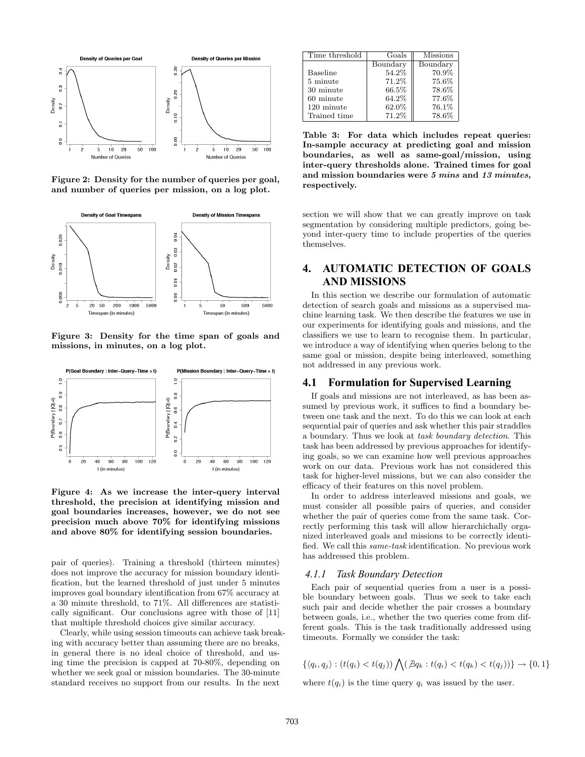Density of Queries per Goal

Density

0.0 0.1 0.2 0.3 0.4

1 2 5 10 20 50 100

Number of Queries

Density of Queries per Mission

Density

0.00 0.10 0.20 0.30

1 2 5 10 20 50 100

Number of Queries

**Figure 2: Density for the number of queries per goal, and number of queries per mission, on a log plot.**

Density of Goal Timespans

Density

0.000 0.010 0.020

2 5 20 50 200 1000 5000

Timespan (in minutes)

Density of Mission Timespans

Density

0.00 0.01 0.02 0.03 0.04

1 5 50 500 5000

Timespan (in minutes)

**Figure 3: Density for the time span of goals and missions, in minutes, on a log plot.**

P(Goal Boundary | Inter–Query–Time > t)

P(Boundary | |Q|>t)

0.5 0.6 0.7 0.8 0.9 1.0

0 20 40 60 80 100 120

t (in minutes)

P(Mission Boundary | Inter–Query–Time > t)

P(Boundary | |Q|>t)

0.0 0.2 0.4 0.6 0.8 1.0

0 20 40 60 80 100 120

t (in minutes)

**Figure 4: As we increase the inter-query interval threshold, the precision at identifying mission and goal boundaries increases, however, we do not see precision much above 70% for identifying missions and above 80% for identifying session boundaries.**

pair of queries). Training a threshold (thirteen minutes) does not improve the accuracy for mission boundary identification, but the learned threshold of just under 5 minutes improves goal boundary identification from 67% accuracy at a 30 minute threshold, to 71%. All differences are statistically significant. Our conclusions agree with those of [11] that multiple threshold choices give similar accuracy.

Clearly, while using session timeouts can achieve task breaking with accuracy better than assuming there are no breaks, in general there is no ideal choice of threshold, and using time the precision is capped at 70-80%, depending on whether we seek goal or mission boundaries. The 30-minute standard receives no support from our results. In the next section we will show that we can greatly improve on task segmentation by considering multiple predictors, going beyond inter-query time to include properties of the queries themselves.

| Time threshold | Goals | Missions |
|---|---|---|
| | Boundary | Boundary |
| Baseline | 54.2% | 70.9% |
| 5 minute | 71.2% | 75.6% |
| 30 minute | 66.5% | 78.6% |
| 60 minute | 64.2% | 77.6% |
| 120 minute | 62.0% | 76.1% |
| Trained time | 71.2% | 78.6% |

**Table 3: For data which includes repeat queries: In-sample accuracy at predicting goal and mission boundaries, as well as same-goal/mission, using inter-query thresholds alone. Trained times for goal and mission boundaries were *5 mins* and *13 minutes*, respectively.**

# 4. AUTOMATIC DETECTION OF GOALS AND MISSIONS

In this section we describe our formulation of automatic detection of search goals and missions as a supervised machine learning task. We then describe the features we use in our experiments for identifying goals and missions, and the classifiers we use to learn to recognise them. In particular, we introduce a way of identifying when queries belong to the same goal or mission, despite being interleaved, something not addressed in any previous work.

## 4.1 Formulation for Supervised Learning

If goals and missions are not interleaved, as has been assumed by previous work, it suffices to find a boundary between one task and the next. To do this we can look at each sequential pair of queries and ask whether this pair straddles a boundary. Thus we look at *task boundary detection*. This task has been addressed by previous approaches for identifying goals, so we can examine how well previous approaches work on our data. Previous work has not considered this task for higher-level missions, but we can also consider the efficacy of their features on this novel problem.

In order to address interleaved missions and goals, we must consider all possible pairs of queries, and consider whether the pair of queries come from the same task. Correctly performing this task will allow hierarchichally organized interleaved goals and missions to be correctly identified. We call this *same-task* identification. No previous work has addressed this problem.

### *4.1.1 Task Boundary Detection*

Each pair of sequential queries from a user is a possible boundary between goals. Thus we seek to take each such pair and decide whether the pair crosses a boundary between goals, i.e., whether the two queries come from different goals. This is the task traditionally addressed using timeouts. Formally we consider the task:

$$\{\langle q_i, q_j \rangle : (t(q_i) < t(q_j)) \bigwedge (\nexists q_k : t(q_i) < t(q_k) < t(q_j))\} \rightarrow \{0, 1\}$$

where $t(q_i)$ is the time query $q_i$ was issued by the user.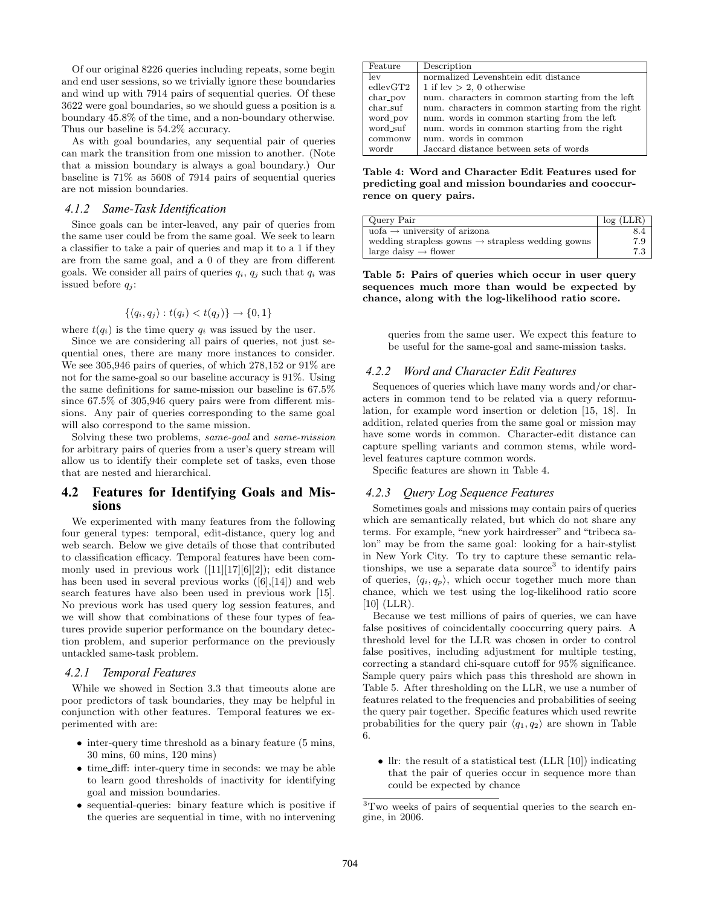Of our original 8226 queries including repeats, some begin and end user sessions, so we trivially ignore these boundaries and wind up with 7914 pairs of sequential queries. Of these 3622 were goal boundaries, so we should guess a position is a boundary 45.8% of the time, and a non-boundary otherwise. Thus our baseline is 54.2% accuracy.

As with goal boundaries, any sequential pair of queries can mark the transition from one mission to another. (Note that a mission boundary is always a goal boundary.) Our baseline is 71% as 5608 of 7914 pairs of sequential queries are not mission boundaries.

### 4.1.2 *Same-Task Identification*

Since goals can be inter-leaved, any pair of queries from the same user could be from the same goal. We seek to learn a classifier to take a pair of queries and map it to a 1 if they are from the same goal, and a 0 of they are from different goals. We consider all pairs of queries $q_i$, $q_j$ such that $q_i$ was issued before $q_j$:

$$\{\langle q_i, q_j \rangle : t(q_i) < t(q_j)\} \rightarrow \{0, 1\}$$

where $t(q_i)$ is the time query $q_i$ was issued by the user.

Since we are considering all pairs of queries, not just sequential ones, there are many more instances to consider. We see 305,946 pairs of queries, of which 278,152 or 91% are not for the same-goal so our baseline accuracy is 91%. Using the same definitions for same-mission our baseline is 67.5% since 67.5% of 305,946 query pairs were from different missions. Any pair of queries corresponding to the same goal will also correspond to the same mission.

Solving these two problems, *same-goal* and *same-mission* for arbitrary pairs of queries from a user's query stream will allow us to identify their complete set of tasks, even those that are nested and hierarchical.

## 4.2 Features for Identifying Goals and Missions

We experimented with many features from the following four general types: temporal, edit-distance, query log and web search. Below we give details of those that contributed to classification efficacy. Temporal features have been commonly used in previous work ([11][17][6][2]); edit distance has been used in several previous works ([6],[14]) and web search features have also been used in previous work [15]. No previous work has used query log session features, and we will show that combinations of these four types of features provide superior performance on the boundary detection problem, and superior performance on the previously untackled same-task problem.

### 4.2.1 *Temporal Features*

While we showed in Section 3.3 that timeouts alone are poor predictors of task boundaries, they may be helpful in conjunction with other features. Temporal features we experimented with are:

- inter-query time threshold as a binary feature (5 mins, 30 mins, 60 mins, 120 mins)
- time_diff: inter-query time in seconds: we may be able to learn good thresholds of inactivity for identifying goal and mission boundaries.
- sequential-queries: binary feature which is positive if the queries are sequential in time, with no intervening queries from the same user. We expect this feature to be useful for the same-goal and same-mission tasks.

| Feature | Description |
|---|---|
| lev | normalized Levenshtein edit distance |
| edlevGT2 | 1 if lev > 2, 0 otherwise |
| char_pov | num. characters in common starting from the left |
| char_suf | num. characters in common starting from the right |
| word_pov | num. words in common starting from the left |
| word_suf | num. words in common starting from the right |
| commonw | num. words in common |
| wordr | Jaccard distance between sets of words |

**Table 4: Word and Character Edit Features used for predicting goal and mission boundaries and cooccurrence on query pairs.**

| Query Pair | log (LLR) |
|---|---|
| uofa → university of arizona | 8.4 |
| wedding strapless gowns → strapless wedding gowns | 7.9 |
| large daisy → flower | 7.3 |

**Table 5: Pairs of queries which occur in user query sequences much more than would be expected by chance, along with the log-likelihood ratio score.**

### 4.2.2 *Word and Character Edit Features*

Sequences of queries which have many words and/or characters in common tend to be related via a query reformulation, for example word insertion or deletion [15, 18]. In addition, related queries from the same goal or mission may have some words in common. Character-edit distance can capture spelling variants and common stems, while word-level features capture common words.

Specific features are shown in Table 4.

### 4.2.3 *Query Log Sequence Features*

Sometimes goals and missions may contain pairs of queries which are semantically related, but which do not share any terms. For example, "new york hairdresser" and "tribeca salon" may be from the same goal: looking for a hair-stylist in New York City. To try to capture these semantic relationships, we use a separate data source[3] to identify pairs of queries, $\langle q_i, q_p \rangle$, which occur together much more than chance, which we test using the log-likelihood ratio score [10] (LLR).

Because we test millions of pairs of queries, we can have false positives of coincidentally cooccurring query pairs. A threshold level for the LLR was chosen in order to control false positives, including adjustment for multiple testing, correcting a standard chi-square cutoff for 95% significance. Sample query pairs which pass this threshold are shown in Table 5. After thresholding on the LLR, we use a number of features related to the frequencies and probabilities of seeing the query pair together. Specific features which used rewrite probabilities for the query pair $\langle q_1, q_2 \rangle$ are shown in Table 6.

- llr: the result of a statistical test (LLR [10]) indicating that the pair of queries occur in sequence more than could be expected by chance

[3]Two weeks of pairs of sequential queries to the search engine, in 2006.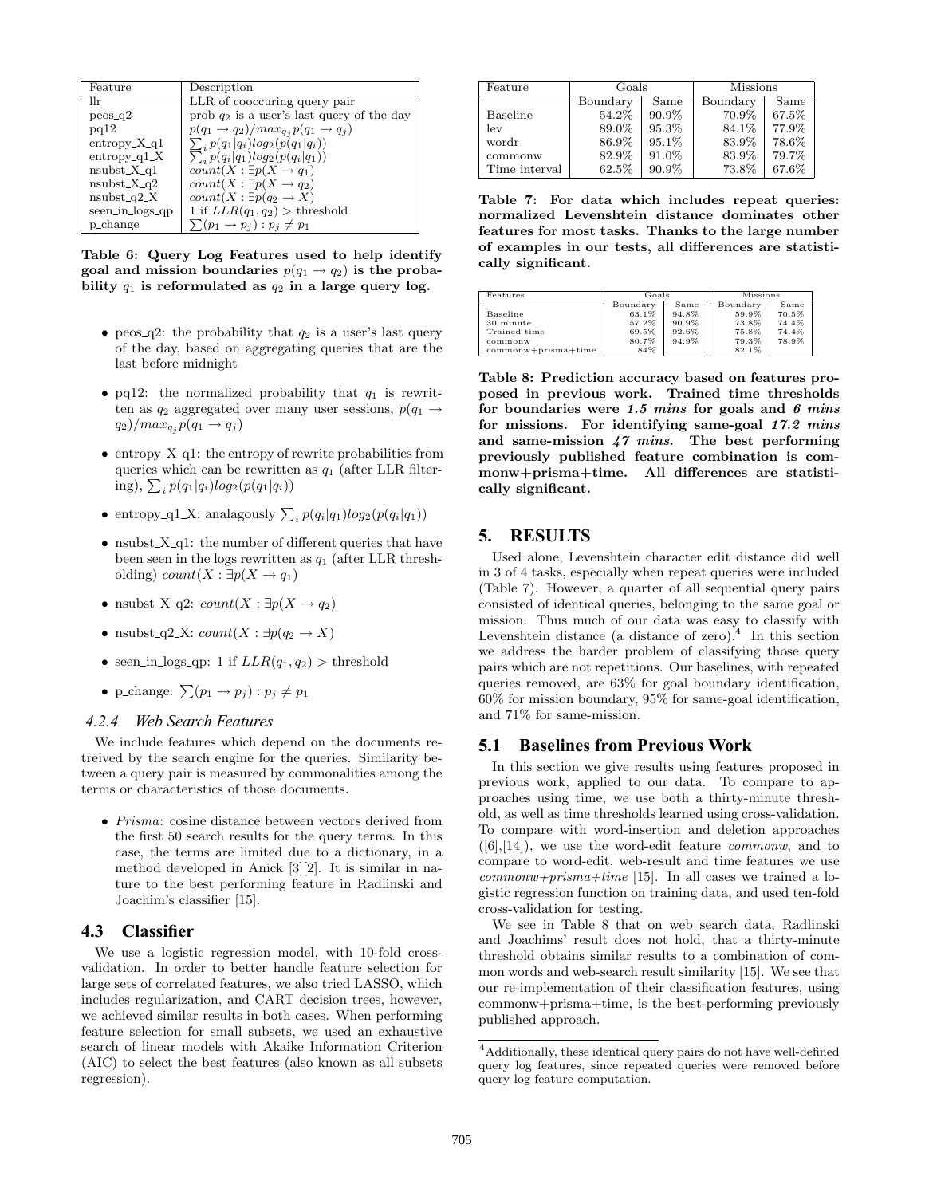| Feature | Description |
|---|---|
| llr | LLR of cooccuring query pair |
| peos_q2 | prob $q_2$ is a user's last query of the day |
| pq12 | $p(q_1 \rightarrow q_2)/max_{q_j} p(q_1 \rightarrow q_j)$ |
| entropy_X_q1 | $\sum_i p(q_1\|q_i) log_2(p(q_1\|q_i))$ |
| entropy_q1_X | $\sum_i p(q_i\|q_1) log_2(p(q_i\|q_1))$ |
| nsubst_X_q1 | $count(X : \exists p(X \rightarrow q_1))$ |
| nsubst_X_q2 | $count(X : \exists p(X \rightarrow q_2))$ |
| nsubst_q2_X | $count(X : \exists p(q_2 \rightarrow X))$ |
| seen_in_logs_qp | 1 if $LLR(q_1, q_2) >$ threshold |
| p_change | $\sum(p_1 \rightarrow p_j) : p_j \neq p_1$ |

**Table 6: Query Log Features used to help identify goal and mission boundaries $p(q_1 \rightarrow q_2)$ is the probability $q_1$ is reformulated as $q_2$ in a large query log.**

- peos_q2: the probability that $q_2$ is a user's last query of the day, based on aggregating queries that are the last before midnight
- pq12: the normalized probability that $q_1$ is rewritten as $q_2$ aggregated over many user sessions, $p(q_1 \rightarrow q_2)/max_{q_j} p(q_1 \rightarrow q_j)$
- entropy_X_q1: the entropy of rewrite probabilities from queries which can be rewritten as $q_1$ (after LLR filtering), $\sum_i p(q_1|q_i) log_2(p(q_1|q_i))$
- entropy_q1_X: analagously $\sum_i p(q_i|q_1) log_2(p(q_i|q_1))$
- nsubst_X_q1: the number of different queries that have been seen in the logs rewritten as $q_1$ (after LLR thresholding) $count(X : \exists p(X \rightarrow q_1)$
- nsubst_X_q2: $count(X : \exists p(X \rightarrow q_2)$
- nsubst_q2_X: $count(X : \exists p(q_2 \rightarrow X)$
- seen_in_logs_qp: 1 if $LLR(q_1, q_2) >$ threshold
- p_change: $\sum(p_1 \rightarrow p_j) : p_j \neq p_1$

#### 4.2.4 Web Search Features

We include features which depend on the documents retreived by the search engine for the queries. Similarity between a query pair is measured by commonalities among the terms or characteristics of those documents.

- *Prisma*: cosine distance between vectors derived from the first 50 search results for the query terms. In this case, the terms are limited due to a dictionary, in a method developed in Anick [3][2]. It is similar in nature to the best performing feature in Radlinski and Joachim's classifier [15].

### 4.3 Classifier

We use a logistic regression model, with 10-fold cross-validation. In order to better handle feature selection for large sets of correlated features, we also tried LASSO, which includes regularization, and CART decision trees, however, we achieved similar results in both cases. When performing feature selection for small subsets, we used an exhaustive search of linear models with Akaike Information Criterion (AIC) to select the best features (also known as all subsets regression).

| Feature | Goals | | Missions | |
|---|---|---|---|---|
| | Boundary | Same | Boundary | Same |
| Baseline | 54.2% | 90.9% | 70.9% | 67.5% |
| lev | 89.0% | 95.3% | 84.1% | 77.9% |
| wordr | 86.9% | 95.1% | 83.9% | 78.6% |
| commonw | 82.9% | 91.0% | 83.9% | 79.7% |
| Time interval | 62.5% | 90.9% | 73.8% | 67.6% |

**Table 7: For data which includes repeat queries: normalized Levenshtein distance dominates other features for most tasks. Thanks to the large number of examples in our tests, all differences are statistically significant.**

| Features | Goals | | Missions | |
|---|---|---|---|---|
| | Boundary | Same | Boundary | Same |
| Baseline | 63.1% | 94.8% | 59.9% | 70.5% |
| 30 minute | 57.2% | 90.9% | 73.8% | 74.4% |
| Trained time | 69.5% | 92.6% | 75.8% | 74.4% |
| commonw | 80.7% | 94.9% | 79.3% | 78.9% |
| commonw+prisma+time | 84% | | 82.1% | |

**Table 8: Prediction accuracy based on features proposed in previous work. Trained time thresholds for boundaries were *1.5 mins* for goals and *6 mins* for missions. For identifying same-goal *17.2 mins* and same-mission *47 mins*. The best performing previously published feature combination is commonw+prisma+time. All differences are statistically significant.**

## 5. RESULTS

Used alone, Levenshtein character edit distance did well in 3 of 4 tasks, especially when repeat queries were included (Table 7). However, a quarter of all sequential query pairs consisted of identical queries, belonging to the same goal or mission. Thus much of our data was easy to classify with Levenshtein distance (a distance of zero).[4] In this section we address the harder problem of classifying those query pairs which are not repetitions. Our baselines, with repeated queries removed, are 63% for goal boundary identification, 60% for mission boundary, 95% for same-goal identification, and 71% for same-mission.

### 5.1 Baselines from Previous Work

In this section we give results using features proposed in previous work, applied to our data. To compare to approaches using time, we use both a thirty-minute threshold, as well as time thresholds learned using cross-validation. To compare with word-insertion and deletion approaches ([6],[14]), we use the word-edit feature *commonw*, and to compare to word-edit, web-result and time features we use *commonw+prisma+time* [15]. In all cases we trained a logistic regression function on training data, and used ten-fold cross-validation for testing.

We see in Table 8 that on web search data, Radlinski and Joachims' result does not hold, that a thirty-minute threshold obtains similar results to a combination of common words and web-search result similarity [15]. We see that our re-implementation of their classification features, using commonw+prisma+time, is the best-performing previously published approach.

[4] Additionally, these identical query pairs do not have well-defined query log features, since repeated queries were removed before query log feature computation.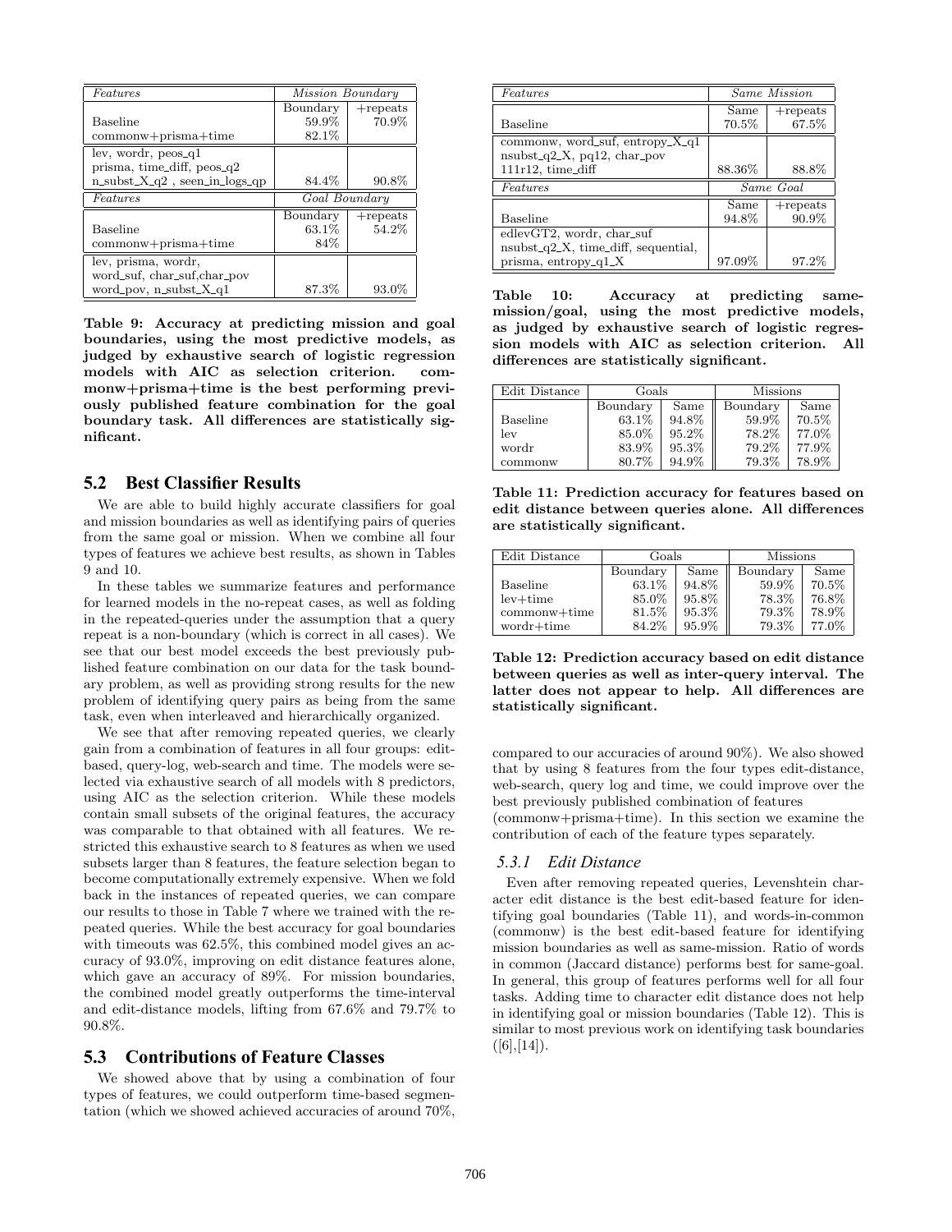| *Features* | *Mission Boundary* | |
|---|---|---|
| | Boundary | +repeats |
| Baseline | 59.9% | 70.9% |
| commonw+prisma+time | 82.1% | |
| lev, wordr, peos_q1 prisma, time_diff, peos_q2 n_subst_X_q2 , seen_in_logs_qp | 84.4% | 90.8% |
| *Features* | *Goal Boundary* | |
| | Boundary | +repeats |
| Baseline | 63.1% | 54.2% |
| commonw+prisma+time | 84% | |
| lev, prisma, wordr, word_suf, char_suf,char_pov word_pov, n_subst_X_q1 | 87.3% | 93.0% |

**Table 9: Accuracy at predicting mission and goal boundaries, using the most predictive models, as judged by exhaustive search of logistic regression models with AIC as selection criterion. commonw+prisma+time is the best performing previously published feature combination for the goal boundary task. All differences are statistically significant.**

## 5.2 Best Classifier Results

We are able to build highly accurate classifiers for goal and mission boundaries as well as identifying pairs of queries from the same goal or mission. When we combine all four types of features we achieve best results, as shown in Tables 9 and 10.

In these tables we summarize features and performance for learned models in the no-repeat cases, as well as folding in the repeated-queries under the assumption that a query repeat is a non-boundary (which is correct in all cases). We see that our best model exceeds the best previously published feature combination on our data for the task boundary problem, as well as providing strong results for the new problem of identifying query pairs as being from the same task, even when interleaved and hierarchically organized.

We see that after removing repeated queries, we clearly gain from a combination of features in all four groups: edit-based, query-log, web-search and time. The models were selected via exhaustive search of all models with 8 predictors, using AIC as the selection criterion. While these models contain small subsets of the original features, the accuracy was comparable to that obtained with all features. We restricted this exhaustive search to 8 features as when we used subsets larger than 8 features, the feature selection began to become computationally extremely expensive. When we fold back in the instances of repeated queries, we can compare our results to those in Table 7 where we trained with the repeated queries. While the best accuracy for goal boundaries with timeouts was 62.5%, this combined model gives an accuracy of 93.0%, improving on edit distance features alone, which gave an accuracy of 89%. For mission boundaries, the combined model greatly outperforms the time-interval and edit-distance models, lifting from 67.6% and 79.7% to 90.8%.

## 5.3 Contributions of Feature Classes

We showed above that by using a combination of four types of features, we could outperform time-based segmentation (which we showed achieved accuracies of around 70%,

| *Features* | *Same Mission* | |
|---|---|---|
| | Same | +repeats |
| Baseline | 70.5% | 67.5% |
| commonw, word_suf, entropy_X_q1 nsubst_q2_X, pq12, char_pov 111r12, time_diff | 88.36% | 88.8% |
| *Features* | *Same Goal* | |
| | Same | +repeats |
| Baseline | 94.8% | 90.9% |
| edlevGT2, wordr, char_suf nsubst_q2_X, time_diff, sequential, prisma, entropy_q1_X | 97.09% | 97.2% |

**Table 10: Accuracy at predicting same-mission/goal, using the most predictive models, as judged by exhaustive search of logistic regression models with AIC as selection criterion. All differences are statistically significant.**

| Edit Distance | Goals | | Missions | |
|---|---|---|---|---|
| | Boundary | Same | Boundary | Same |
| Baseline | 63.1% | 94.8% | 59.9% | 70.5% |
| lev | 85.0% | 95.2% | 78.2% | 77.0% |
| wordr | 83.9% | 95.3% | 79.2% | 77.9% |
| commonw | 80.7% | 94.9% | 79.3% | 78.9% |

**Table 11: Prediction accuracy for features based on edit distance between queries alone. All differences are statistically significant.**

| Edit Distance | Goals | | Missions | |
|---|---|---|---|---|
| | Boundary | Same | Boundary | Same |
| Baseline | 63.1% | 94.8% | 59.9% | 70.5% |
| lev+time | 85.0% | 95.8% | 78.3% | 76.8% |
| commonw+time | 81.5% | 95.3% | 79.3% | 78.9% |
| wordr+time | 84.2% | 95.9% | 79.3% | 77.0% |

**Table 12: Prediction accuracy based on edit distance between queries as well as inter-query interval. The latter does not appear to help. All differences are statistically significant.**

compared to our accuracies of around 90%). We also showed that by using 8 features from the four types edit-distance, web-search, query log and time, we could improve over the best previously published combination of features (commonw+prisma+time). In this section we examine the contribution of each of the feature types separately.

### 5.3.1 Edit Distance

Even after removing repeated queries, Levenshtein character edit distance is the best edit-based feature for identifying goal boundaries (Table 11), and words-in-common (commonw) is the best edit-based feature for identifying mission boundaries as well as same-mission. Ratio of words in common (Jaccard distance) performs best for same-goal. In general, this group of features performs well for all four tasks. Adding time to character edit distance does not help in identifying goal or mission boundaries (Table 12). This is similar to most previous work on identifying task boundaries ([6],[14]).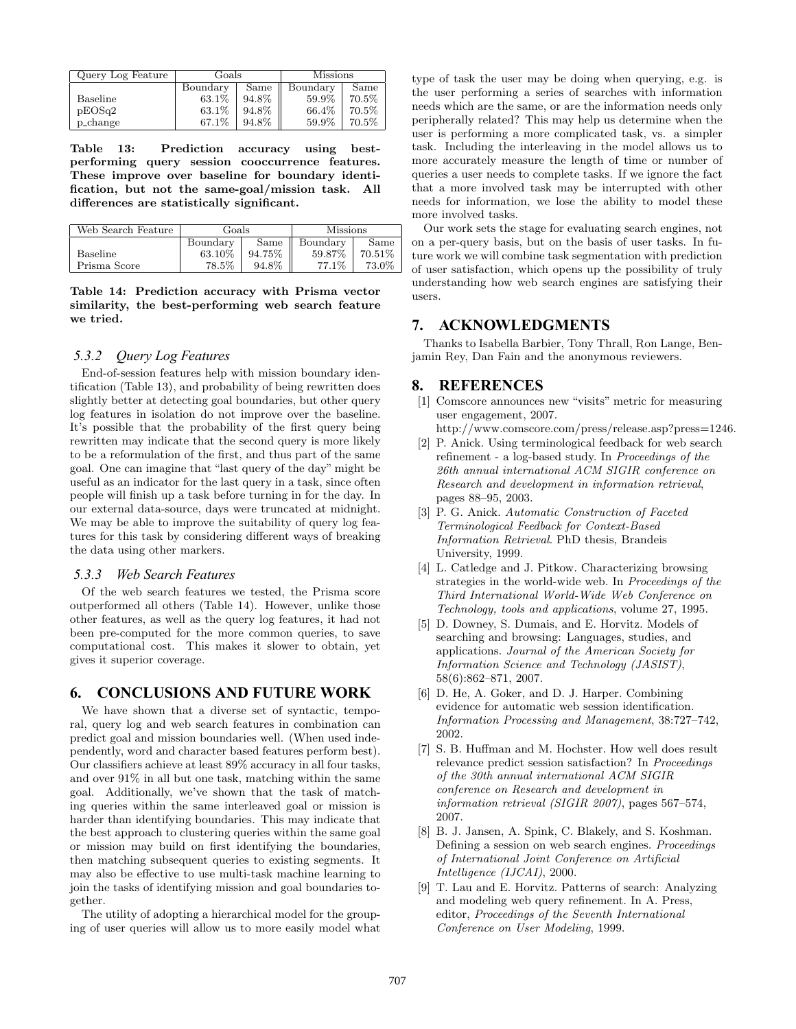| Query Log Feature | Goals | | Missions | |
|---|---|---|---|---|
| | Boundary | Same | Boundary | Same |
| Baseline | 63.1% | 94.8% | 59.9% | 70.5% |
| pEOSq2 | 63.1% | 94.8% | 66.4% | 70.5% |
| p_change | 67.1% | 94.8% | 59.9% | 70.5% |

**Table 13: Prediction accuracy using best-performing query session cooccurrence features. These improve over baseline for boundary identification, but not the same-goal/mission task. All differences are statistically significant.**

| Web Search Feature | Goals | | Missions | |
|---|---|---|---|---|
| | Boundary | Same | Boundary | Same |
| Baseline | 63.10% | 94.75% | 59.87% | 70.51% |
| Prisma Score | 78.5% | 94.8% | 77.1% | 73.0% |

**Table 14: Prediction accuracy with Prisma vector similarity, the best-performing web search feature we tried.**

### 5.3.2 Query Log Features

End-of-session features help with mission boundary identification (Table 13), and probability of being rewritten does slightly better at detecting goal boundaries, but other query log features in isolation do not improve over the baseline. It's possible that the probability of the first query being rewritten may indicate that the second query is more likely to be a reformulation of the first, and thus part of the same goal. One can imagine that "last query of the day" might be useful as an indicator for the last query in a task, since often people will finish up a task before turning in for the day. In our external data-source, days were truncated at midnight. We may be able to improve the suitability of query log features for this task by considering different ways of breaking the data using other markers.

### 5.3.3 Web Search Features

Of the web search features we tested, the Prisma score outperformed all others (Table 14). However, unlike those other features, as well as the query log features, it had not been pre-computed for the more common queries, to save computational cost. This makes it slower to obtain, yet gives it superior coverage.

## 6. CONCLUSIONS AND FUTURE WORK

We have shown that a diverse set of syntactic, temporal, query log and web search features in combination can predict goal and mission boundaries well. (When used independently, word and character based features perform best). Our classifiers achieve at least 89% accuracy in all four tasks, and over 91% in all but one task, matching within the same goal. Additionally, we've shown that the task of matching queries within the same interleaved goal or mission is harder than identifying boundaries. This may indicate that the best approach to clustering queries within the same goal or mission may build on first identifying the boundaries, then matching subsequent queries to existing segments. It may also be effective to use multi-task machine learning to join the tasks of identifying mission and goal boundaries together.

The utility of adopting a hierarchical model for the grouping of user queries will allow us to more easily model what type of task the user may be doing when querying, e.g. is the user performing a series of searches with information needs which are the same, or are the information needs only peripherally related? This may help us determine when the user is performing a more complicated task, vs. a simpler task. Including the interleaving in the model allows us to more accurately measure the length of time or number of queries a user needs to complete tasks. If we ignore the fact that a more involved task may be interrupted with other needs for information, we lose the ability to model these more involved tasks.

Our work sets the stage for evaluating search engines, not on a per-query basis, but on the basis of user tasks. In future work we will combine task segmentation with prediction of user satisfaction, which opens up the possibility of truly understanding how web search engines are satisfying their users.

## 7. ACKNOWLEDGMENTS

Thanks to Isabella Barbier, Tony Thrall, Ron Lange, Benjamin Rey, Dan Fain and the anonymous reviewers.

## 8. REFERENCES

[1] Comscore announces new "visits" metric for measuring user engagement, 2007. http://www.comscore.com/press/release.asp?press=1246.

[2] P. Anick. Using terminological feedback for web search refinement - a log-based study. In *Proceedings of the 26th annual international ACM SIGIR conference on Research and development in information retrieval*, pages 88–95, 2003.

[3] P. G. Anick. *Automatic Construction of Faceted Terminological Feedback for Context-Based Information Retrieval*. PhD thesis, Brandeis University, 1999.

[4] L. Catledge and J. Pitkow. Characterizing browsing strategies in the world-wide web. In *Proceedings of the Third International World-Wide Web Conference on Technology, tools and applications*, volume 27, 1995.

[5] D. Downey, S. Dumais, and E. Horvitz. Models of searching and browsing: Languages, studies, and applications. *Journal of the American Society for Information Science and Technology (JASIST)*, 58(6):862–871, 2007.

[6] D. He, A. Goker, and D. J. Harper. Combining evidence for automatic web session identification. *Information Processing and Management*, 38:727–742, 2002.

[7] S. B. Huffman and M. Hochster. How well does result relevance predict session satisfaction? In *Proceedings of the 30th annual international ACM SIGIR conference on Research and development in information retrieval (SIGIR 2007)*, pages 567–574, 2007.

[8] B. J. Jansen, A. Spink, C. Blakely, and S. Koshman. Defining a session on web search engines. *Proceedings of International Joint Conference on Artificial Intelligence (IJCAI)*, 2000.

[9] T. Lau and E. Horvitz. Patterns of search: Analyzing and modeling web query refinement. In A. Press, editor, *Proceedings of the Seventh International Conference on User Modeling*, 1999.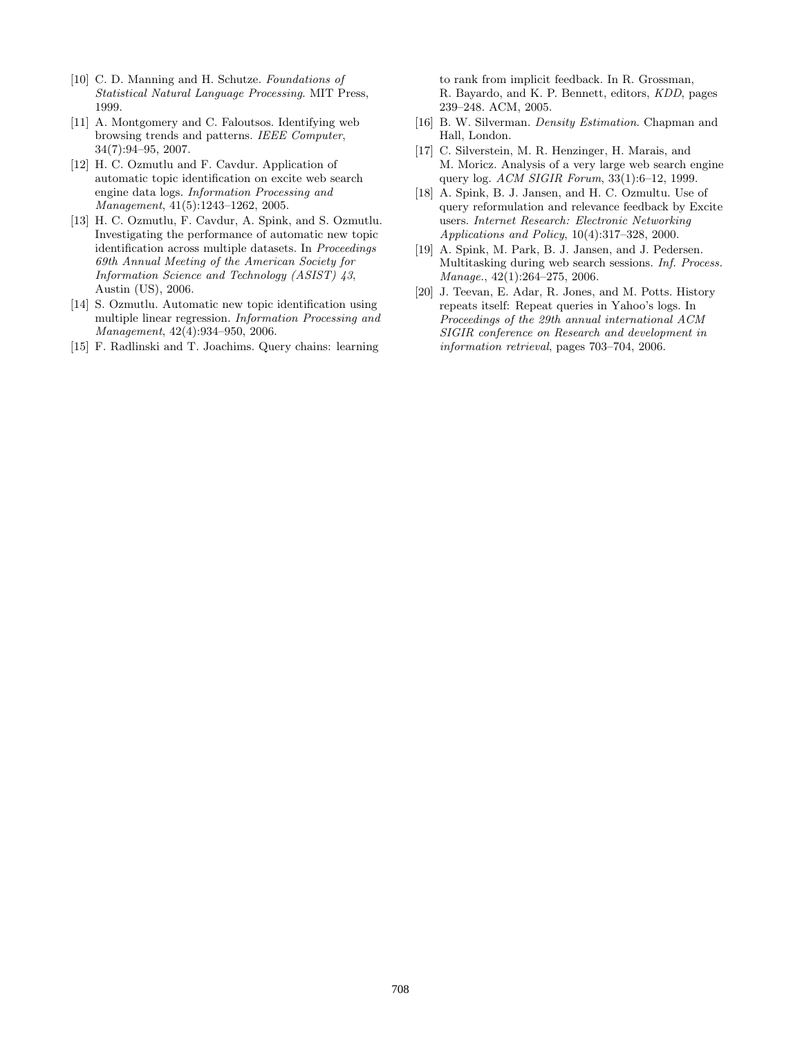[10] C. D. Manning and H. Schutze. *Foundations of Statistical Natural Language Processing*. MIT Press, 1999.

[11] A. Montgomery and C. Faloutsos. Identifying web browsing trends and patterns. *IEEE Computer*, 34(7):94–95, 2007.

[12] H. C. Ozmutlu and F. Cavdur. Application of automatic topic identification on excite web search engine data logs. *Information Processing and Management*, 41(5):1243–1262, 2005.

[13] H. C. Ozmutlu, F. Cavdur, A. Spink, and S. Ozmutlu. Investigating the performance of automatic new topic identification across multiple datasets. In *Proceedings 69th Annual Meeting of the American Society for Information Science and Technology (ASIST) 43*, Austin (US), 2006.

[14] S. Ozmutlu. Automatic new topic identification using multiple linear regression. *Information Processing and Management*, 42(4):934–950, 2006.

[15] F. Radlinski and T. Joachims. Query chains: learning to rank from implicit feedback. In R. Grossman, R. Bayardo, and K. P. Bennett, editors, *KDD*, pages 239–248. ACM, 2005.

[16] B. W. Silverman. *Density Estimation*. Chapman and Hall, London.

[17] C. Silverstein, M. R. Henzinger, H. Marais, and M. Moricz. Analysis of a very large web search engine query log. *ACM SIGIR Forum*, 33(1):6–12, 1999.

[18] A. Spink, B. J. Jansen, and H. C. Ozmultu. Use of query reformulation and relevance feedback by Excite users. *Internet Research: Electronic Networking Applications and Policy*, 10(4):317–328, 2000.

[19] A. Spink, M. Park, B. J. Jansen, and J. Pedersen. Multitasking during web search sessions. *Inf. Process. Manage.*, 42(1):264–275, 2006.

[20] J. Teevan, E. Adar, R. Jones, and M. Potts. History repeats itself: Repeat queries in Yahoo's logs. In *Proceedings of the 29th annual international ACM SIGIR conference on Research and development in information retrieval*, pages 703–704, 2006.